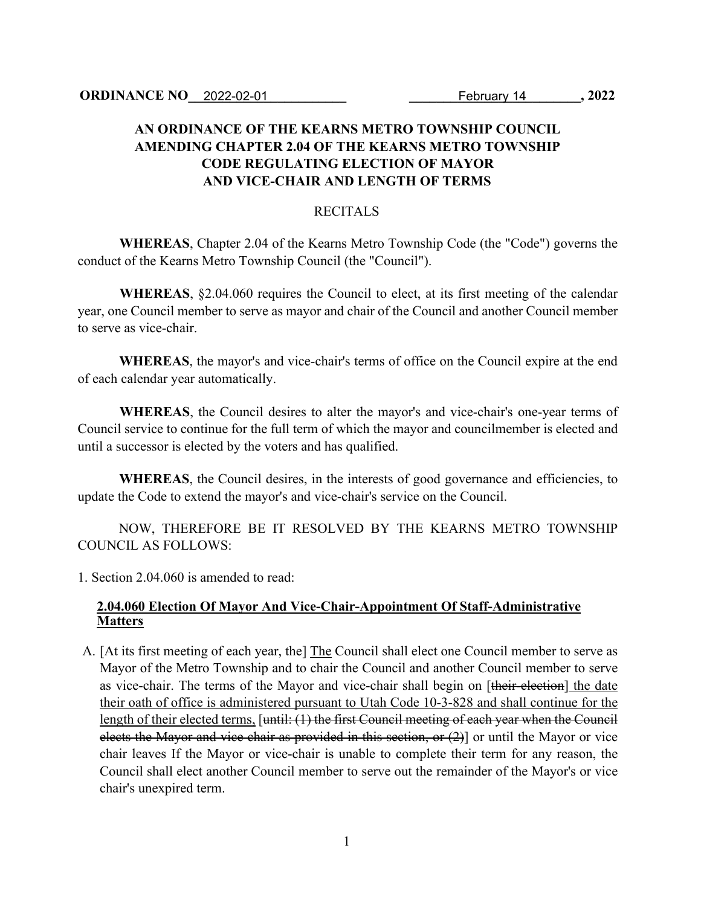**ORDINANCE NO** 2022-02-01 February 14 **, 2022**

# AN ORDINANCE OF THE KEARNS METRO TOWNSHIP COUNCIL AMENDING CHAPTER 2.04 OF THE KEARNS METRO TOWNSHIP CODE REGULATING ELECTION OF MAYOR AND VICE-CHAIR AND LENGTH OF TERMS

## RECITALS

**WHEREAS**, Chapter 2.04 of the Kearns Metro Township Code (the "Code") governs the conduct of the Kearns Metro Township Council (the "Council").

**WHEREAS**, §2.04.060 requires the Council to elect, at its first meeting of the calendar year, one Council member to serve as mayor and chair of the Council and another Council member to serve as vice-chair.

**WHEREAS**, the mayor's and vice-chair's terms of office on the Council expire at the end of each calendar year automatically.

**WHEREAS**, the Council desires to alter the mayor's and vice-chair's one-year terms of Council service to continue for the full term of which the mayor and councilmember is elected and until a successor is elected by the voters and has qualified.

**WHEREAS**, the Council desires, in the interests of good governance and efficiencies, to update the Code to extend the mayor's and vice-chair's service on the Council.

NOW, THEREFORE BE IT RESOLVED BY THE KEARNS METRO TOWNSHIP COUNCIL AS FOLLOWS:

1. Section 2.04.060 is amended to read:

**<u>2.04.060 Election Of Mayor And Vice-Chair-Appointment Of Staff-Administrative Matters</u>**

A. [At its first meeting of each year, the] <u>The</u> Council shall elect one Council member to serve as Mayor of the Metro Township and to chair the Council and another Council member to serve as vice-chair. The terms of the Mayor and vice-chair shall begin on [~~their election~~] <u>the date their oath of office is administered pursuant to Utah Code 10-3-828 and shall continue for the length of their elected terms,</u> [~~until: (1) the first Council meeting of each year when the Council elects the Mayor and vice-chair as provided in this section, or (2)~~] or until the Mayor or vice chair leaves If the Mayor or vice-chair is unable to complete their term for any reason, the Council shall elect another Council member to serve out the remainder of the Mayor's or vice chair's unexpired term.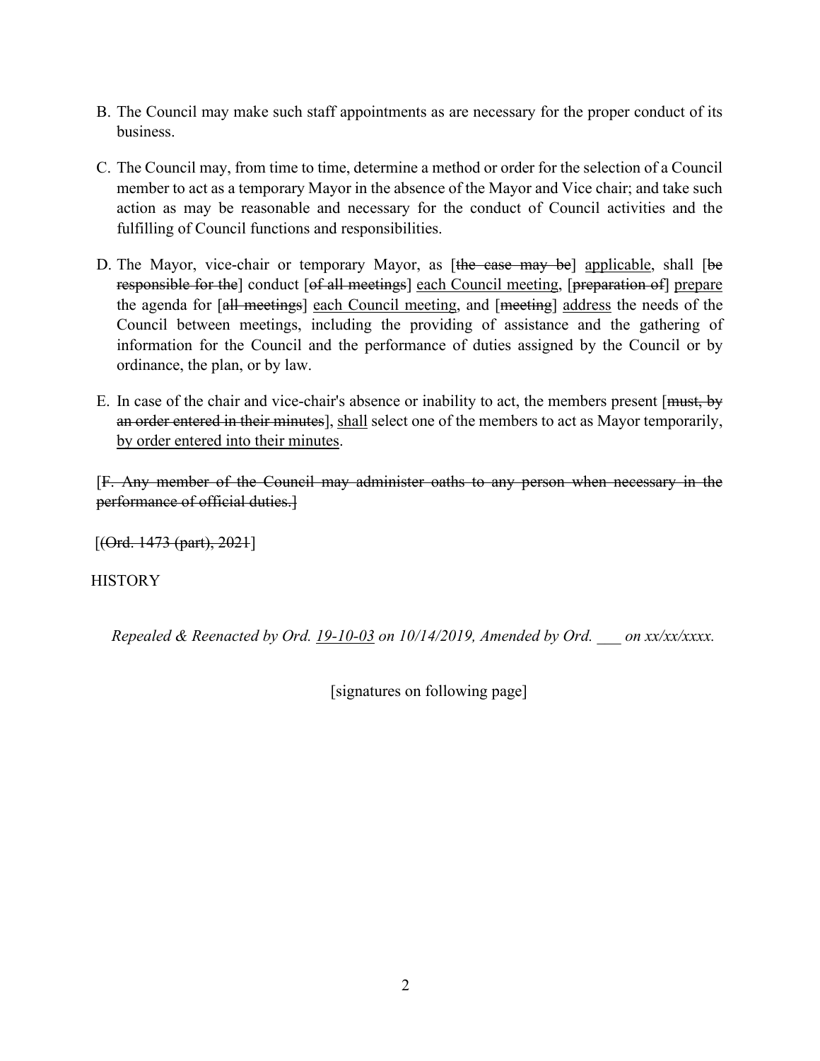B. The Council may make such staff appointments as are necessary for the proper conduct of its business.

C. The Council may, from time to time, determine a method or order for the selection of a Council member to act as a temporary Mayor in the absence of the Mayor and Vice chair; and take such action as may be reasonable and necessary for the conduct of Council activities and the fulfilling of Council functions and responsibilities.

D. The Mayor, vice-chair or temporary Mayor, as [~~the case may be~~] <u>applicable</u>, shall [~~be responsible for the~~] conduct [~~of all meetings~~] <u>each Council meeting</u>, [~~preparation of~~] <u>prepare</u> the agenda for [~~all meetings~~] <u>each Council meeting</u>, and [~~meeting~~] <u>address</u> the needs of the Council between meetings, including the providing of assistance and the gathering of information for the Council and the performance of duties assigned by the Council or by ordinance, the plan, or by law.

E. In case of the chair and vice-chair's absence or inability to act, the members present [~~must, by an order entered in their minutes~~], <u>shall</u> select one of the members to act as Mayor temporarily, <u>by order entered into their minutes</u>.

[~~F. Any member of the Council may administer oaths to any person when necessary in the performance of official duties.~~]

[~~(Ord. 1473 (part), 2021~~]

HISTORY

*Repealed & Reenacted by Ord. <u>19-10-03</u> on 10/14/2019, Amended by Ord. \_\_\_ on xx/xx/xxxx.*

[signatures on following page]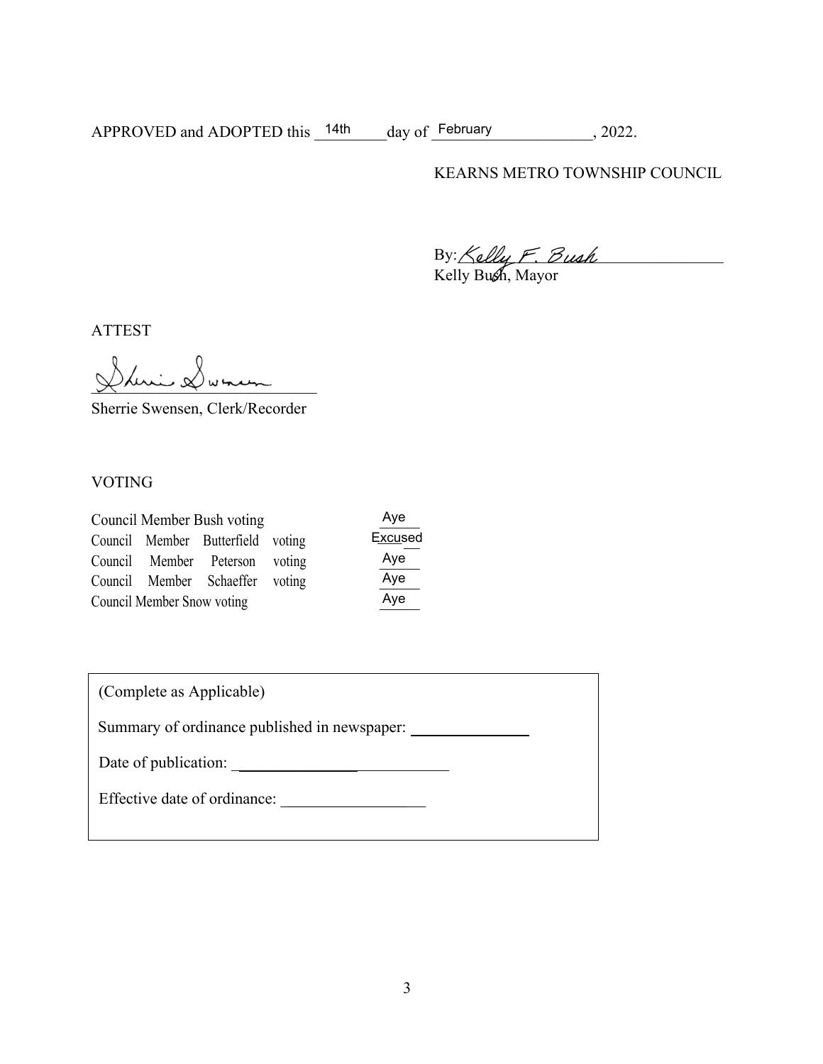APPROVED and ADOPTED this 14th day of February, 2022.

KEARNS METRO TOWNSHIP COUNCIL

By: *Kelly F. Bush*
Kelly Bush, Mayor

ATTEST

*Sherrie Swensen*
Sherrie Swensen, Clerk/Recorder

VOTING

| | |
|---|---|
| Council Member Bush voting | Aye |
| Council Member Butterfield voting | Excused |
| Council Member Peterson voting | Aye |
| Council Member Schaeffer voting | Aye |
| Council Member Snow voting | Aye |

(Complete as Applicable)

Summary of ordinance published in newspaper: ______________

Date of publication: ______________

Effective date of ordinance: ______________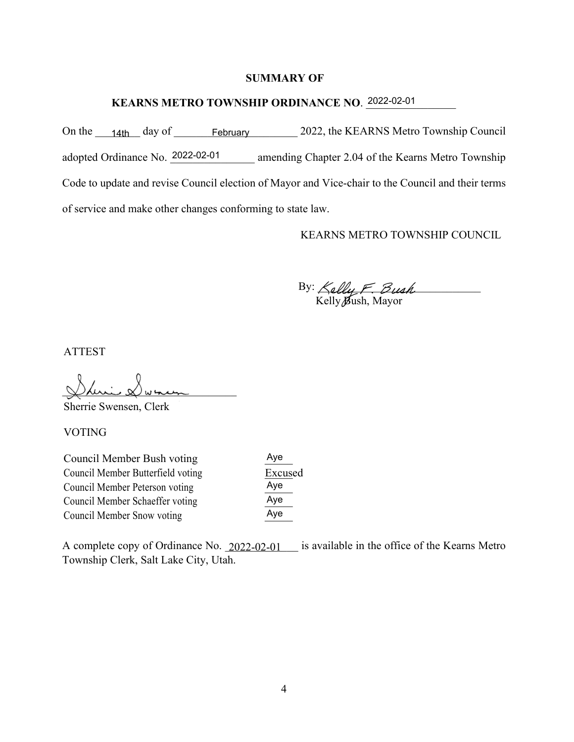**SUMMARY OF**

**KEARNS METRO TOWNSHIP ORDINANCE NO. 2022-02-01**

On the 14th day of February 2022, the KEARNS Metro Township Council adopted Ordinance No. 2022-02-01 amending Chapter 2.04 of the Kearns Metro Township Code to update and revise Council election of Mayor and Vice-chair to the Council and their terms of service and make other changes conforming to state law.

KEARNS METRO TOWNSHIP COUNCIL

By: *Kelly F. Bush*
Kelly Bush, Mayor

ATTEST

*Sherrie Swensen*
Sherrie Swensen, Clerk

VOTING

| | |
|---|---|
| Council Member Bush voting | Aye |
| Council Member Butterfield voting | Excused |
| Council Member Peterson voting | Aye |
| Council Member Schaeffer voting | Aye |
| Council Member Snow voting | Aye |

A complete copy of Ordinance No. 2022-02-01 is available in the office of the Kearns Metro Township Clerk, Salt Lake City, Utah.